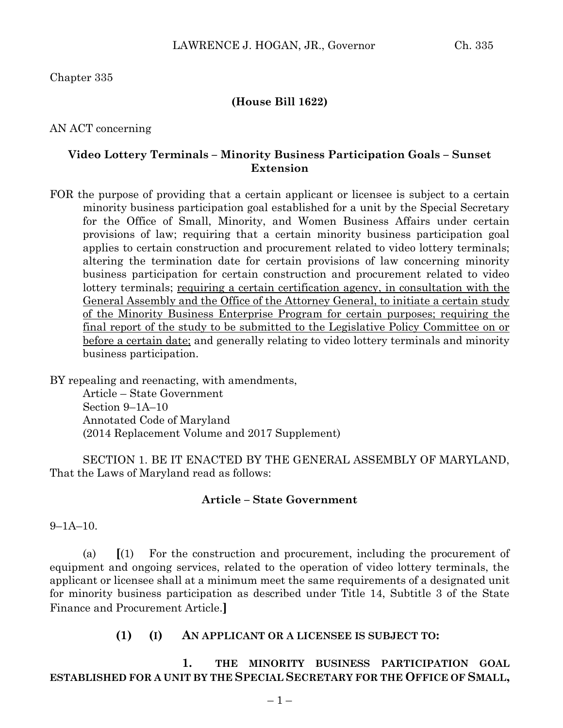Chapter 335

**(House Bill 1622)**

AN ACT concerning

**Video Lottery Terminals – Minority Business Participation Goals – Sunset Extension**

FOR the purpose of providing that a certain applicant or licensee is subject to a certain minority business participation goal established for a unit by the Special Secretary for the Office of Small, Minority, and Women Business Affairs under certain provisions of law; requiring that a certain minority business participation goal applies to certain construction and procurement related to video lottery terminals; altering the termination date for certain provisions of law concerning minority business participation for certain construction and procurement related to video lottery terminals; <u>requiring a certain certification agency, in consultation with the General Assembly and the Office of the Attorney General, to initiate a certain study of the Minority Business Enterprise Program for certain purposes; requiring the final report of the study to be submitted to the Legislative Policy Committee on or before a certain date;</u> and generally relating to video lottery terminals and minority business participation.

BY repealing and reenacting, with amendments,
Article – State Government
Section 9–1A–10
Annotated Code of Maryland
(2014 Replacement Volume and 2017 Supplement)

SECTION 1. BE IT ENACTED BY THE GENERAL ASSEMBLY OF MARYLAND, That the Laws of Maryland read as follows:

**Article – State Government**

9–1A–10.

(a) **[**(1) For the construction and procurement, including the procurement of equipment and ongoing services, related to the operation of video lottery terminals, the applicant or licensee shall at a minimum meet the same requirements of a designated unit for minority business participation as described under Title 14, Subtitle 3 of the State Finance and Procurement Article.**]**

**(1) (I) AN APPLICANT OR A LICENSEE IS SUBJECT TO:**

**1. THE MINORITY BUSINESS PARTICIPATION GOAL ESTABLISHED FOR A UNIT BY THE SPECIAL SECRETARY FOR THE OFFICE OF SMALL,**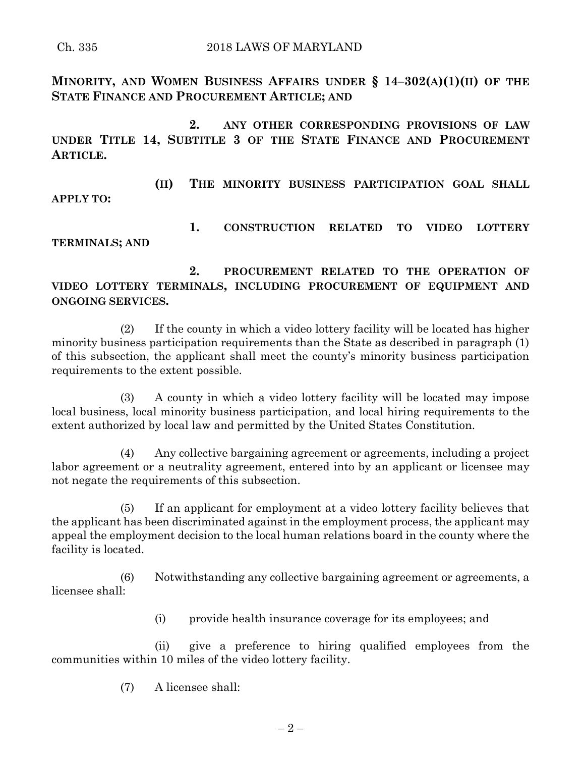**MINORITY, AND WOMEN BUSINESS AFFAIRS UNDER § 14–302(A)(1)(II) OF THE STATE FINANCE AND PROCUREMENT ARTICLE; AND**

**2. ANY OTHER CORRESPONDING PROVISIONS OF LAW UNDER TITLE 14, SUBTITLE 3 OF THE STATE FINANCE AND PROCUREMENT ARTICLE.**

**(II) THE MINORITY BUSINESS PARTICIPATION GOAL SHALL APPLY TO:**

**1. CONSTRUCTION RELATED TO VIDEO LOTTERY TERMINALS; AND**

**2. PROCUREMENT RELATED TO THE OPERATION OF VIDEO LOTTERY TERMINALS, INCLUDING PROCUREMENT OF EQUIPMENT AND ONGOING SERVICES.**

(2) If the county in which a video lottery facility will be located has higher minority business participation requirements than the State as described in paragraph (1) of this subsection, the applicant shall meet the county's minority business participation requirements to the extent possible.

(3) A county in which a video lottery facility will be located may impose local business, local minority business participation, and local hiring requirements to the extent authorized by local law and permitted by the United States Constitution.

(4) Any collective bargaining agreement or agreements, including a project labor agreement or a neutrality agreement, entered into by an applicant or licensee may not negate the requirements of this subsection.

(5) If an applicant for employment at a video lottery facility believes that the applicant has been discriminated against in the employment process, the applicant may appeal the employment decision to the local human relations board in the county where the facility is located.

(6) Notwithstanding any collective bargaining agreement or agreements, a licensee shall:

(i) provide health insurance coverage for its employees; and

(ii) give a preference to hiring qualified employees from the communities within 10 miles of the video lottery facility.

(7) A licensee shall: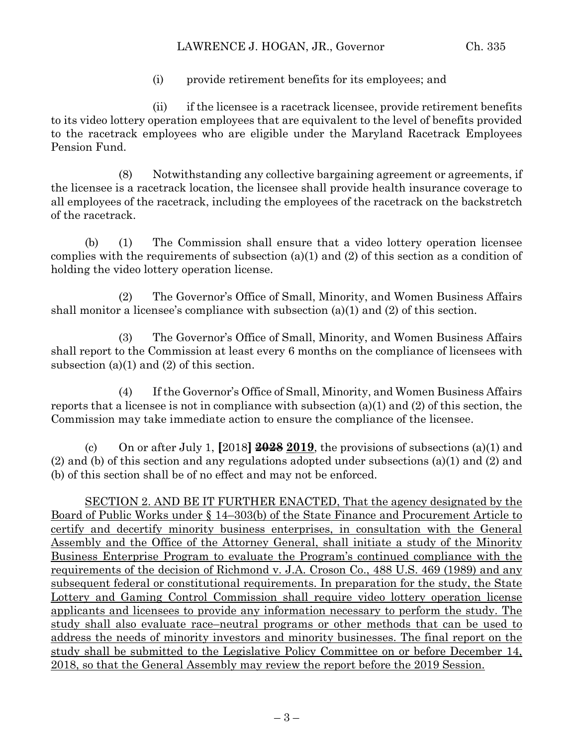(i) provide retirement benefits for its employees; and

(ii) if the licensee is a racetrack licensee, provide retirement benefits to its video lottery operation employees that are equivalent to the level of benefits provided to the racetrack employees who are eligible under the Maryland Racetrack Employees Pension Fund.

(8) Notwithstanding any collective bargaining agreement or agreements, if the licensee is a racetrack location, the licensee shall provide health insurance coverage to all employees of the racetrack, including the employees of the racetrack on the backstretch of the racetrack.

(b) (1) The Commission shall ensure that a video lottery operation licensee complies with the requirements of subsection (a)(1) and (2) of this section as a condition of holding the video lottery operation license.

(2) The Governor's Office of Small, Minority, and Women Business Affairs shall monitor a licensee's compliance with subsection (a)(1) and (2) of this section.

(3) The Governor's Office of Small, Minority, and Women Business Affairs shall report to the Commission at least every 6 months on the compliance of licensees with subsection (a)(1) and (2) of this section.

(4) If the Governor's Office of Small, Minority, and Women Business Affairs reports that a licensee is not in compliance with subsection (a)(1) and (2) of this section, the Commission may take immediate action to ensure the compliance of the licensee.

(c) On or after July 1, **[**2018**]** ~~**2028**~~ <u>**2019**</u>, the provisions of subsections (a)(1) and (2) and (b) of this section and any regulations adopted under subsections (a)(1) and (2) and (b) of this section shall be of no effect and may not be enforced.

<u>SECTION 2. AND BE IT FURTHER ENACTED, That the agency designated by the Board of Public Works under § 14–303(b) of the State Finance and Procurement Article to certify and decertify minority business enterprises, in consultation with the General Assembly and the Office of the Attorney General, shall initiate a study of the Minority Business Enterprise Program to evaluate the Program's continued compliance with the requirements of the decision of Richmond v. J.A. Croson Co., 488 U.S. 469 (1989) and any subsequent federal or constitutional requirements. In preparation for the study, the State Lottery and Gaming Control Commission shall require video lottery operation license applicants and licensees to provide any information necessary to perform the study. The study shall also evaluate race–neutral programs or other methods that can be used to address the needs of minority investors and minority businesses. The final report on the study shall be submitted to the Legislative Policy Committee on or before December 14, 2018, so that the General Assembly may review the report before the 2019 Session.</u>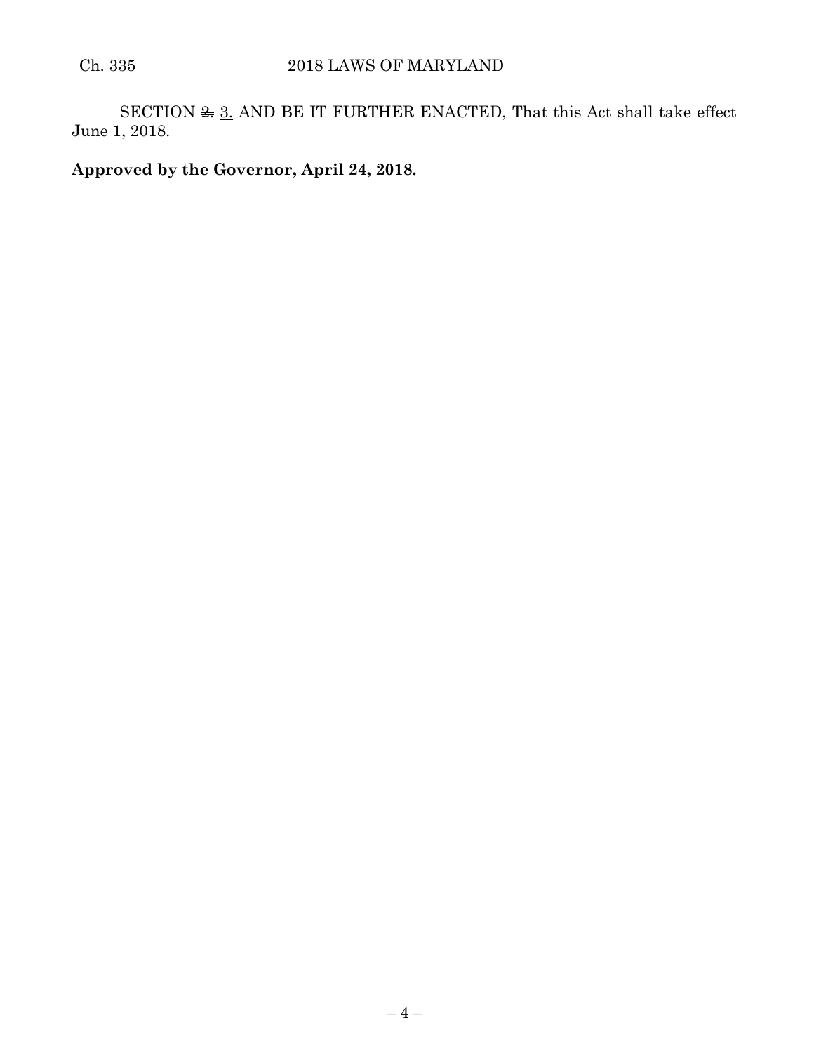SECTION ~~2.~~ 3. AND BE IT FURTHER ENACTED, That this Act shall take effect June 1, 2018.

**Approved by the Governor, April 24, 2018.**